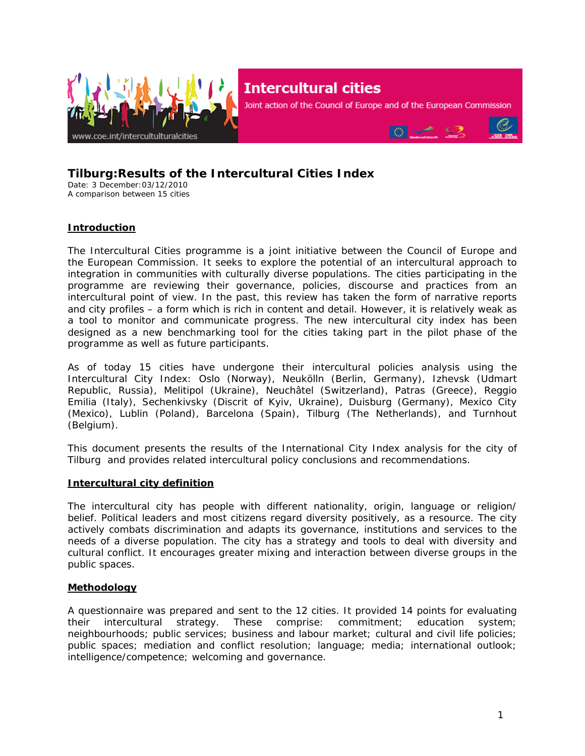Intercultural cities

Joint action of the Council of Europe and of the European Commission

www.coe.int/interculturalcities

# Tilburg:Results of the Intercultural Cities Index

Date: 3 December:03/12/2010
A comparison between 15 cities

## Introduction

The Intercultural Cities programme is a joint initiative between the Council of Europe and the European Commission. It seeks to explore the potential of an intercultural approach to integration in communities with culturally diverse populations. The cities participating in the programme are reviewing their governance, policies, discourse and practices from an intercultural point of view. In the past, this review has taken the form of narrative reports and city profiles – a form which is rich in content and detail. However, it is relatively weak as a tool to monitor and communicate progress. The new intercultural city index has been designed as a new benchmarking tool for the cities taking part in the pilot phase of the programme as well as future participants.

As of today 15 cities have undergone their intercultural policies analysis using the Intercultural City Index: Oslo (Norway), Neukölln (Berlin, Germany), Izhevsk (Udmart Republic, Russia), Melitipol (Ukraine), Neuchâtel (Switzerland), Patras (Greece), Reggio Emilia (Italy), Sechenkivsky (Discrit of Kyiv, Ukraine), Duisburg (Germany), Mexico City (Mexico), Lublin (Poland), Barcelona (Spain), Tilburg (The Netherlands), and Turnhout (Belgium).

This document presents the results of the International City Index analysis for the city of Tilburg and provides related intercultural policy conclusions and recommendations.

## Intercultural city definition

The intercultural city has people with different nationality, origin, language or religion/ belief. Political leaders and most citizens regard diversity positively, as a resource. The city actively combats discrimination and adapts its governance, institutions and services to the needs of a diverse population. The city has a strategy and tools to deal with diversity and cultural conflict. It encourages greater mixing and interaction between diverse groups in the public spaces.

## Methodology

A questionnaire was prepared and sent to the 12 cities. It provided 14 points for evaluating their intercultural strategy. These comprise: commitment; education system; neighbourhoods; public services; business and labour market; cultural and civil life policies; public spaces; mediation and conflict resolution; language; media; international outlook; intelligence/competence; welcoming and governance.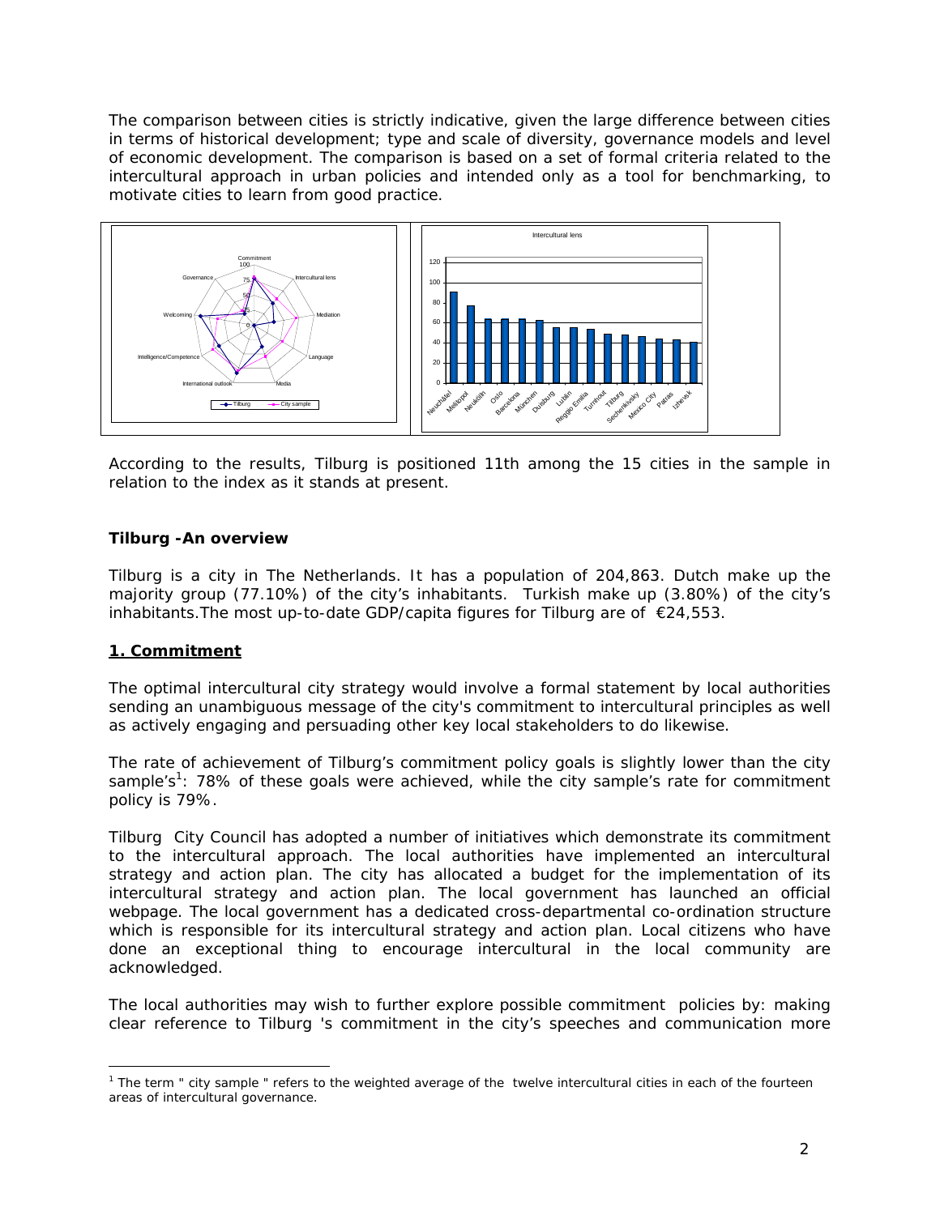The comparison between cities is strictly indicative, given the large difference between cities in terms of historical development; type and scale of diversity, governance models and level of economic development. The comparison is based on a set of formal criteria related to the intercultural approach in urban policies and intended only as a tool for benchmarking, to motivate cities to learn from good practice.

According to the results, Tilburg is positioned 11th among the 15 cities in the sample in relation to the index as it stands at present.

**Tilburg -An overview**

Tilburg is a city in The Netherlands. It has a population of 204,863. Dutch make up the majority group (77.10%) of the city's inhabitants. Turkish make up (3.80%) of the city's inhabitants.The most up-to-date GDP/capita figures for Tilburg are of €24,553.

## 1. Commitment

The optimal intercultural city strategy would involve a formal statement by local authorities sending an unambiguous message of the city's commitment to intercultural principles as well as actively engaging and persuading other key local stakeholders to do likewise.

The rate of achievement of Tilburg's commitment policy goals is slightly lower than the city sample's[1]: 78% of these goals were achieved, while the city sample's rate for commitment policy is 79%.

Tilburg City Council has adopted a number of initiatives which demonstrate its commitment to the intercultural approach. The local authorities have implemented an intercultural strategy and action plan. The city has allocated a budget for the implementation of its intercultural strategy and action plan. The local government has launched an official webpage. The local government has a dedicated cross-departmental co-ordination structure which is responsible for its intercultural strategy and action plan. Local citizens who have done an exceptional thing to encourage intercultural in the local community are acknowledged.

The local authorities may wish to further explore possible commitment policies by: making clear reference to Tilburg 's commitment in the city's speeches and communication more

[1] The term " city sample " refers to the weighted average of the twelve intercultural cities in each of the fourteen areas of intercultural governance.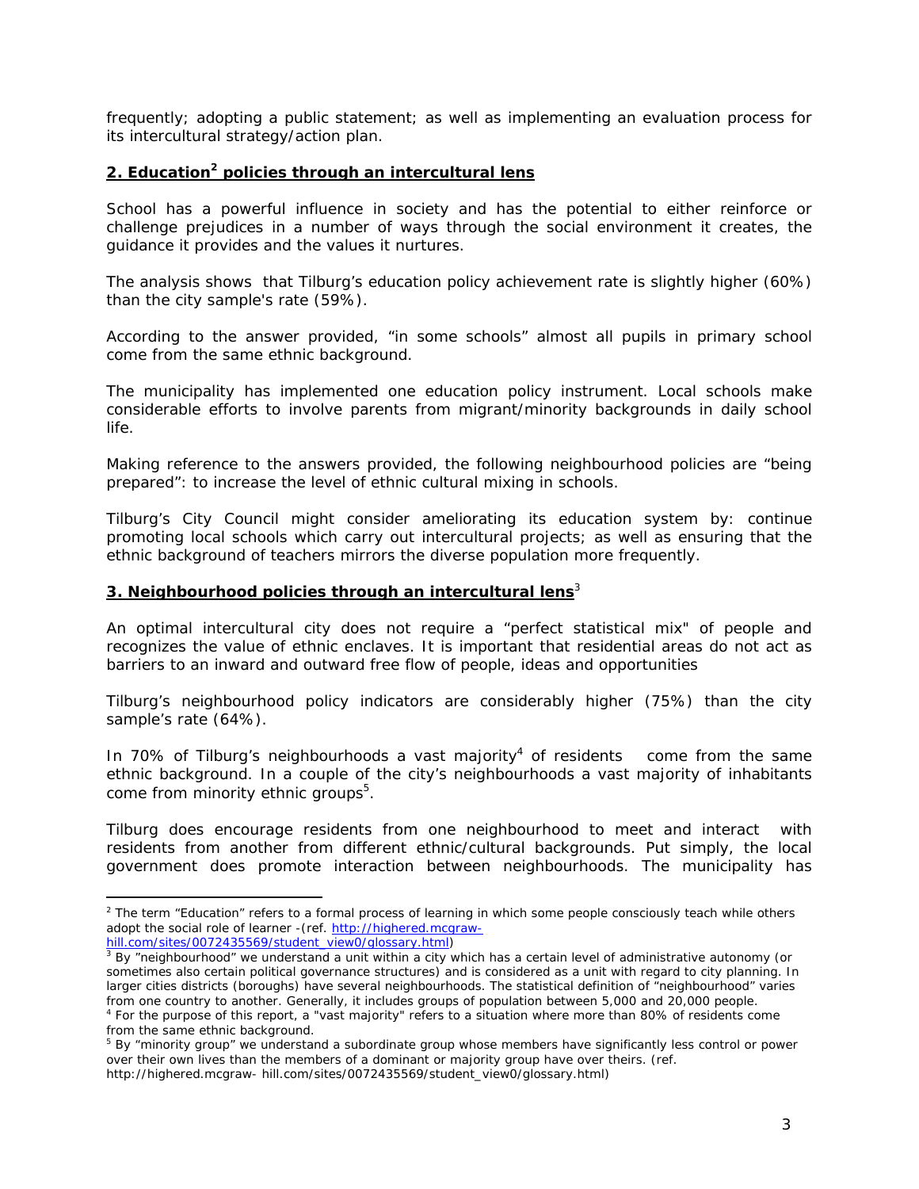frequently; adopting a public statement; as well as implementing an evaluation process for its intercultural strategy/action plan.

## **2. Education[2] policies through an intercultural lens**

School has a powerful influence in society and has the potential to either reinforce or challenge prejudices in a number of ways through the social environment it creates, the guidance it provides and the values it nurtures.

The analysis shows that Tilburg's education policy achievement rate is slightly higher (60%) than the city sample's rate (59%).

According to the answer provided, "in some schools" almost all pupils in primary school come from the same ethnic background.

The municipality has implemented one education policy instrument. Local schools make considerable efforts to involve parents from migrant/minority backgrounds in daily school life.

Making reference to the answers provided, the following neighbourhood policies are "being prepared": to increase the level of ethnic cultural mixing in schools.

Tilburg's City Council might consider ameliorating its education system by: continue promoting local schools which carry out intercultural projects; as well as ensuring that the ethnic background of teachers mirrors the diverse population more frequently.

## **3. Neighbourhood policies through an intercultural lens[3]**

An optimal intercultural city does not require a "perfect statistical mix" of people and recognizes the value of ethnic enclaves. It is important that residential areas do not act as barriers to an inward and outward free flow of people, ideas and opportunities

Tilburg's neighbourhood policy indicators are considerably higher (75%) than the city sample's rate (64%).

In 70% of Tilburg's neighbourhoods a vast majority[4] of residents come from the same ethnic background. In a couple of the city's neighbourhoods a vast majority of inhabitants come from minority ethnic groups[5].

Tilburg does encourage residents from one neighbourhood to meet and interact with residents from another from different ethnic/cultural backgrounds. Put simply, the local government does promote interaction between neighbourhoods. The municipality has

---

[2] The term "Education" refers to a formal process of learning in which some people consciously teach while others adopt the social role of learner -(ref. http://highered.mcgraw-hill.com/sites/0072435569/student_view0/glossary.html)

[3] By "neighbourhood" we understand a unit within a city which has a certain level of administrative autonomy (or sometimes also certain political governance structures) and is considered as a unit with regard to city planning. In larger cities districts (boroughs) have several neighbourhoods. The statistical definition of "neighbourhood" varies from one country to another. Generally, it includes groups of population between 5,000 and 20,000 people.

[4] For the purpose of this report, a "vast majority" refers to a situation where more than 80% of residents come from the same ethnic background.

[5] By "minority group" we understand a subordinate group whose members have significantly less control or power over their own lives than the members of a dominant or majority group have over theirs. (ref. http://highered.mcgraw- hill.com/sites/0072435569/student_view0/glossary.html)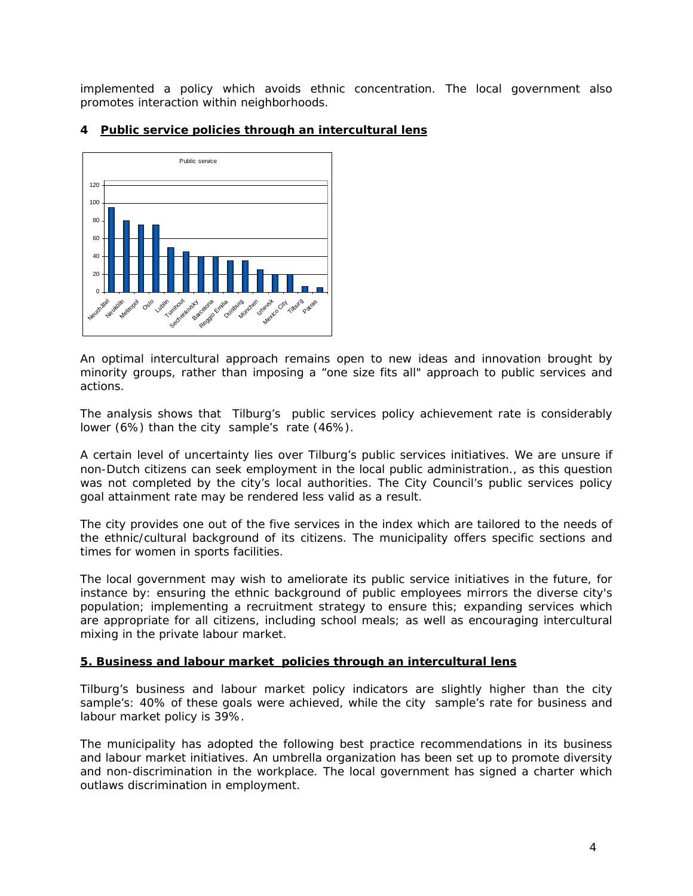implemented a policy which avoids ethnic concentration. The local government also promotes interaction within neighborhoods.

## 4 Public service policies through an intercultural lens

An optimal intercultural approach remains open to new ideas and innovation brought by minority groups, rather than imposing a "one size fits all" approach to public services and actions.

The analysis shows that Tilburg's public services policy achievement rate is considerably lower (6%) than the city sample's rate (46%).

A certain level of uncertainty lies over Tilburg's public services initiatives. We are unsure if non-Dutch citizens can seek employment in the local public administration., as this question was not completed by the city's local authorities. The City Council's public services policy goal attainment rate may be rendered less valid as a result.

The city provides one out of the five services in the index which are tailored to the needs of the ethnic/cultural background of its citizens. The municipality offers specific sections and times for women in sports facilities.

The local government may wish to ameliorate its public service initiatives in the future, for instance by: ensuring the ethnic background of public employees mirrors the diverse city's population; implementing a recruitment strategy to ensure this; expanding services which are appropriate for all citizens, including school meals; as well as encouraging intercultural mixing in the private labour market.

## 5. Business and labour market policies through an intercultural lens

Tilburg's business and labour market policy indicators are slightly higher than the city sample's: 40% of these goals were achieved, while the city sample's rate for business and labour market policy is 39%.

The municipality has adopted the following best practice recommendations in its business and labour market initiatives. An umbrella organization has been set up to promote diversity and non-discrimination in the workplace. The local government has signed a charter which outlaws discrimination in employment.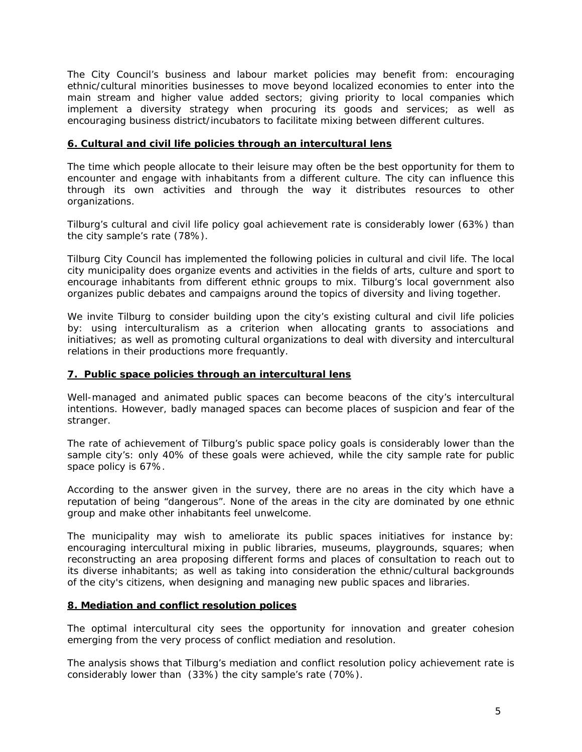The City Council's business and labour market policies may benefit from: encouraging ethnic/cultural minorities businesses to move beyond localized economies to enter into the main stream and higher value added sectors; giving priority to local companies which implement a diversity strategy when procuring its goods and services; as well as encouraging business district/incubators to facilitate mixing between different cultures.

## 6. Cultural and civil life policies through an intercultural lens

The time which people allocate to their leisure may often be the best opportunity for them to encounter and engage with inhabitants from a different culture. The city can influence this through its own activities and through the way it distributes resources to other organizations.

Tilburg's cultural and civil life policy goal achievement rate is considerably lower (63%) than the city sample's rate (78%).

Tilburg City Council has implemented the following policies in cultural and civil life. The local city municipality does organize events and activities in the fields of arts, culture and sport to encourage inhabitants from different ethnic groups to mix. Tilburg's local government also organizes public debates and campaigns around the topics of diversity and living together.

We invite Tilburg to consider building upon the city's existing cultural and civil life policies by: using interculturalism as a criterion when allocating grants to associations and initiatives; as well as promoting cultural organizations to deal with diversity and intercultural relations in their productions more frequantly.

## 7. Public space policies through an intercultural lens

Well-managed and animated public spaces can become beacons of the city's intercultural intentions. However, badly managed spaces can become places of suspicion and fear of the stranger.

The rate of achievement of Tilburg's public space policy goals is considerably lower than the sample city's: only 40% of these goals were achieved, while the city sample rate for public space policy is 67%.

According to the answer given in the survey, there are no areas in the city which have a reputation of being "dangerous". None of the areas in the city are dominated by one ethnic group and make other inhabitants feel unwelcome.

The municipality may wish to ameliorate its public spaces initiatives for instance by: encouraging intercultural mixing in public libraries, museums, playgrounds, squares; when reconstructing an area proposing different forms and places of consultation to reach out to its diverse inhabitants; as well as taking into consideration the ethnic/cultural backgrounds of the city's citizens, when designing and managing new public spaces and libraries.

## 8. Mediation and conflict resolution polices

The optimal intercultural city sees the opportunity for innovation and greater cohesion emerging from the very process of conflict mediation and resolution.

The analysis shows that Tilburg's mediation and conflict resolution policy achievement rate is considerably lower than (33%) the city sample's rate (70%).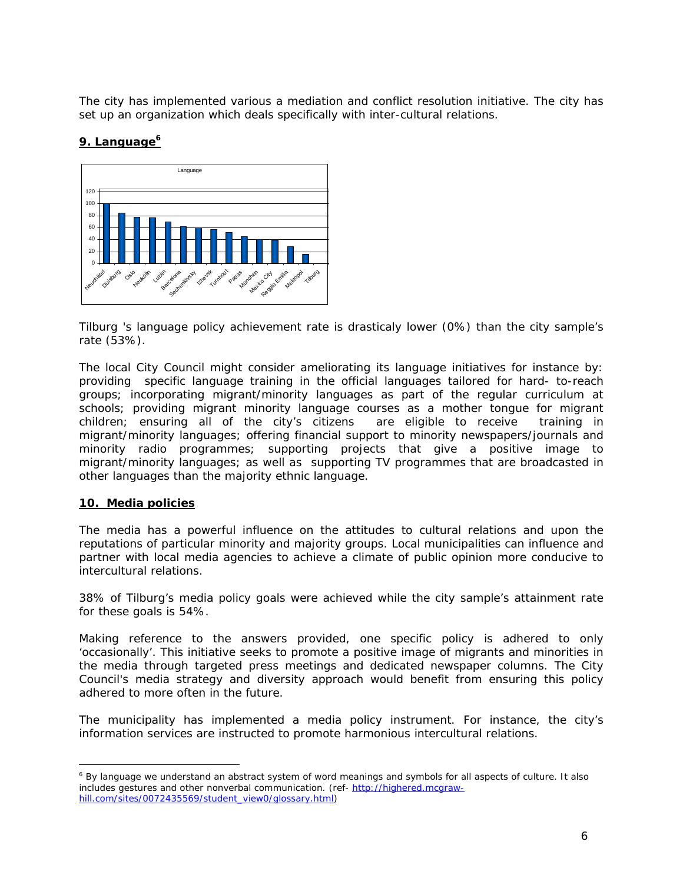The city has implemented various a mediation and conflict resolution initiative. The city has set up an organization which deals specifically with inter-cultural relations.

## 9. Language[6]

Tilburg 's language policy achievement rate is drasticaly lower (0%) than the city sample's rate (53%).

The local City Council might consider ameliorating its language initiatives for instance by: providing specific language training in the official languages tailored for hard- to-reach groups; incorporating migrant/minority languages as part of the regular curriculum at schools; providing migrant minority language courses as a mother tongue for migrant children; ensuring all of the city's citizens are eligible to receive training in migrant/minority languages; offering financial support to minority newspapers/journals and minority radio programmes; supporting projects that give a positive image to migrant/minority languages; as well as supporting TV programmes that are broadcasted in other languages than the majority ethnic language.

## 10. Media policies

The media has a powerful influence on the attitudes to cultural relations and upon the reputations of particular minority and majority groups. Local municipalities can influence and partner with local media agencies to achieve a climate of public opinion more conducive to intercultural relations.

38% of Tilburg's media policy goals were achieved while the city sample's attainment rate for these goals is 54%.

Making reference to the answers provided, one specific policy is adhered to only 'occasionally'. This initiative seeks to promote a positive image of migrants and minorities in the media through targeted press meetings and dedicated newspaper columns. The City Council's media strategy and diversity approach would benefit from ensuring this policy adhered to more often in the future.

The municipality has implemented a media policy instrument. For instance, the city's information services are instructed to promote harmonious intercultural relations.

[6] By language we understand an abstract system of word meanings and symbols for all aspects of culture. It also includes gestures and other nonverbal communication. (ref- http://highered.mcgraw-hill.com/sites/0072435569/student_view0/glossary.html)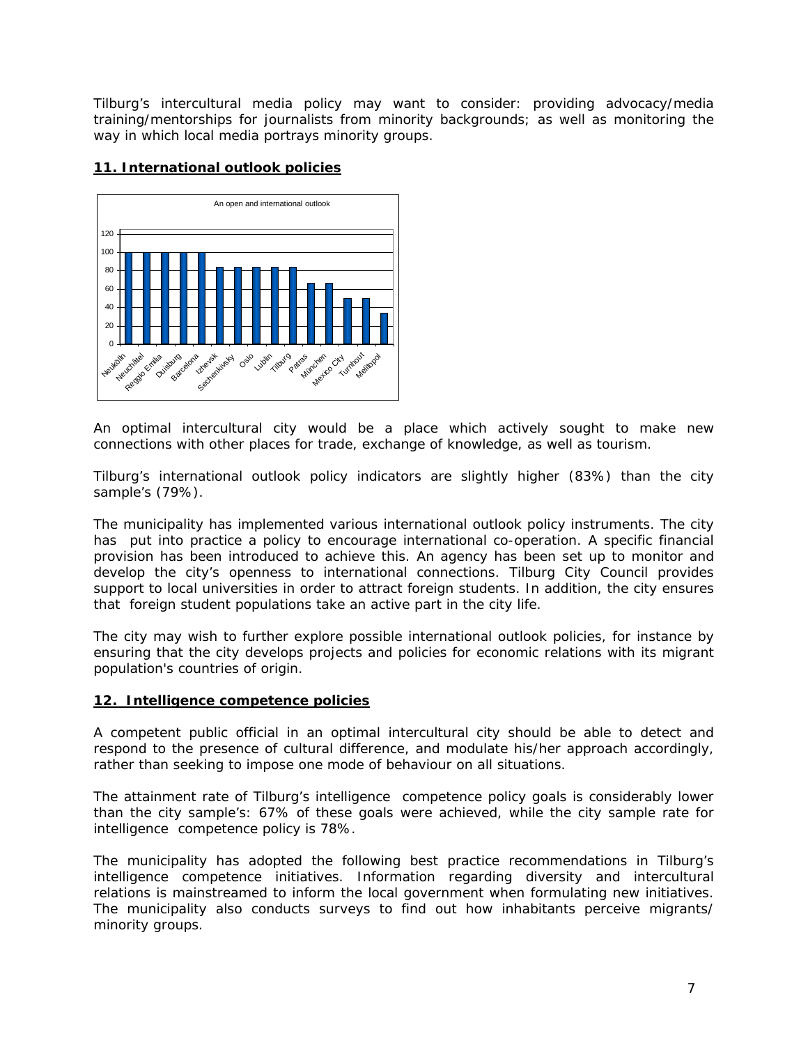Tilburg's intercultural media policy may want to consider: providing advocacy/media training/mentorships for journalists from minority backgrounds; as well as monitoring the way in which local media portrays minority groups.

## 11. International outlook policies

An open and international outlook

| City | Value |
| --- | --- |
| Neukölln | 100 |
| Neuchâtel | 100 |
| Reggio Emilia | 100 |
| Duisburg | 100 |
| Barcelona | 100 |
| Izhevsk | 83 |
| Sechenkivsky | 83 |
| Oslo | 83 |
| Lublin | 83 |
| Tilburg | 83 |
| Patras | 67 |
| München | 67 |
| Mexico City | 50 |
| Turnhout | 50 |
| Melitopol | 33 |

An optimal intercultural city would be a place which actively sought to make new connections with other places for trade, exchange of knowledge, as well as tourism.

Tilburg's international outlook policy indicators are slightly higher (83%) than the city sample's (79%).

The municipality has implemented various international outlook policy instruments. The city has put into practice a policy to encourage international co-operation. A specific financial provision has been introduced to achieve this. An agency has been set up to monitor and develop the city's openness to international connections. Tilburg City Council provides support to local universities in order to attract foreign students. In addition, the city ensures that foreign student populations take an active part in the city life.

The city may wish to further explore possible international outlook policies, for instance by ensuring that the city develops projects and policies for economic relations with its migrant population's countries of origin.

## 12. Intelligence competence policies

A competent public official in an optimal intercultural city should be able to detect and respond to the presence of cultural difference, and modulate his/her approach accordingly, rather than seeking to impose one mode of behaviour on all situations.

The attainment rate of Tilburg's intelligence competence policy goals is considerably lower than the city sample's: 67% of these goals were achieved, while the city sample rate for intelligence competence policy is 78%.

The municipality has adopted the following best practice recommendations in Tilburg's intelligence competence initiatives. Information regarding diversity and intercultural relations is mainstreamed to inform the local government when formulating new initiatives. The municipality also conducts surveys to find out how inhabitants perceive migrants/ minority groups.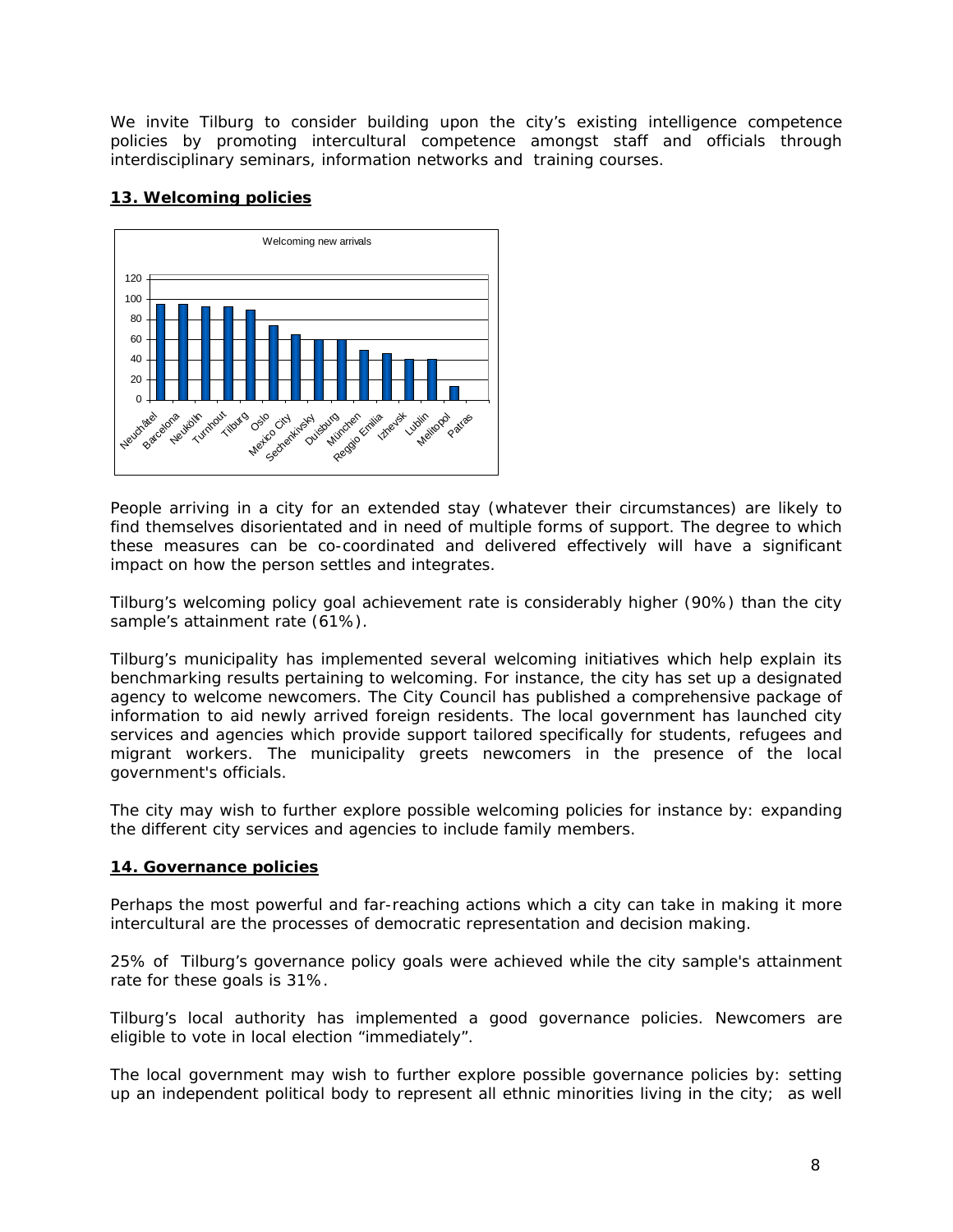We invite Tilburg to consider building upon the city's existing intelligence competence policies by promoting intercultural competence amongst staff and officials through interdisciplinary seminars, information networks and training courses.

## 13. Welcoming policies

Welcoming new arrivals

| City | Value |
|---|---|
| Neuchâtel | 95 |
| Barcelona | 95 |
| Neukölln | 93 |
| Turnhout | 93 |
| Tilburg | 90 |
| Oslo | 74 |
| Mexico City | 65 |
| Sechenkivsky | 60 |
| Duisburg | 60 |
| München | 50 |
| Reggio Emilia | 46 |
| Izhevsk | 41 |
| Lublin | 41 |
| Melitopol | 14 |
| Patras | 0 |

People arriving in a city for an extended stay (whatever their circumstances) are likely to find themselves disorientated and in need of multiple forms of support. The degree to which these measures can be co-coordinated and delivered effectively will have a significant impact on how the person settles and integrates.

Tilburg's welcoming policy goal achievement rate is considerably higher (90%) than the city sample's attainment rate (61%).

Tilburg's municipality has implemented several welcoming initiatives which help explain its benchmarking results pertaining to welcoming. For instance, the city has set up a designated agency to welcome newcomers. The City Council has published a comprehensive package of information to aid newly arrived foreign residents. The local government has launched city services and agencies which provide support tailored specifically for students, refugees and migrant workers. The municipality greets newcomers in the presence of the local government's officials.

The city may wish to further explore possible welcoming policies for instance by: expanding the different city services and agencies to include family members.

## 14. Governance policies

Perhaps the most powerful and far-reaching actions which a city can take in making it more intercultural are the processes of democratic representation and decision making.

25% of Tilburg's governance policy goals were achieved while the city sample's attainment rate for these goals is 31%.

Tilburg's local authority has implemented a good governance policies. Newcomers are eligible to vote in local election "immediately".

The local government may wish to further explore possible governance policies by: setting up an independent political body to represent all ethnic minorities living in the city; as well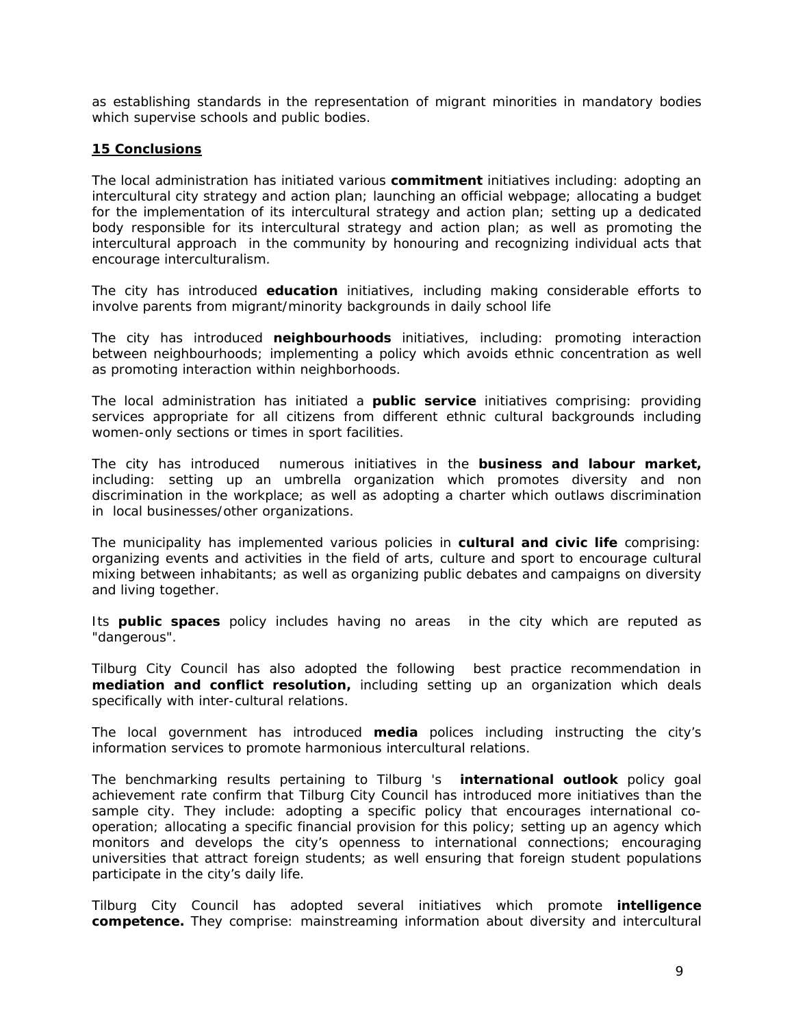as establishing standards in the representation of migrant minorities in mandatory bodies which supervise schools and public bodies.

## 15 Conclusions

The local administration has initiated various **commitment** initiatives including: adopting an intercultural city strategy and action plan; launching an official webpage; allocating a budget for the implementation of its intercultural strategy and action plan; setting up a dedicated body responsible for its intercultural strategy and action plan; as well as promoting the intercultural approach in the community by honouring and recognizing individual acts that encourage interculturalism.

The city has introduced **education** initiatives, including making considerable efforts to involve parents from migrant/minority backgrounds in daily school life

The city has introduced **neighbourhoods** initiatives, including: promoting interaction between neighbourhoods; implementing a policy which avoids ethnic concentration as well as promoting interaction within neighborhoods.

The local administration has initiated a **public service** initiatives comprising: providing services appropriate for all citizens from different ethnic cultural backgrounds including women-only sections or times in sport facilities.

The city has introduced numerous initiatives in the **business and labour market,** including: setting up an umbrella organization which promotes diversity and non discrimination in the workplace; as well as adopting a charter which outlaws discrimination in local businesses/other organizations.

The municipality has implemented various policies in **cultural and civic life** comprising: organizing events and activities in the field of arts, culture and sport to encourage cultural mixing between inhabitants; as well as organizing public debates and campaigns on diversity and living together.

Its **public spaces** policy includes having no areas in the city which are reputed as "dangerous".

Tilburg City Council has also adopted the following best practice recommendation in **mediation and conflict resolution,** including setting up an organization which deals specifically with inter-cultural relations.

The local government has introduced **media** polices including instructing the city's information services to promote harmonious intercultural relations.

The benchmarking results pertaining to Tilburg 's **international outlook** policy goal achievement rate confirm that Tilburg City Council has introduced more initiatives than the sample city. They include: adopting a specific policy that encourages international co-operation; allocating a specific financial provision for this policy; setting up an agency which monitors and develops the city's openness to international connections; encouraging universities that attract foreign students; as well ensuring that foreign student populations participate in the city's daily life.

Tilburg City Council has adopted several initiatives which promote **intelligence competence.** They comprise: mainstreaming information about diversity and intercultural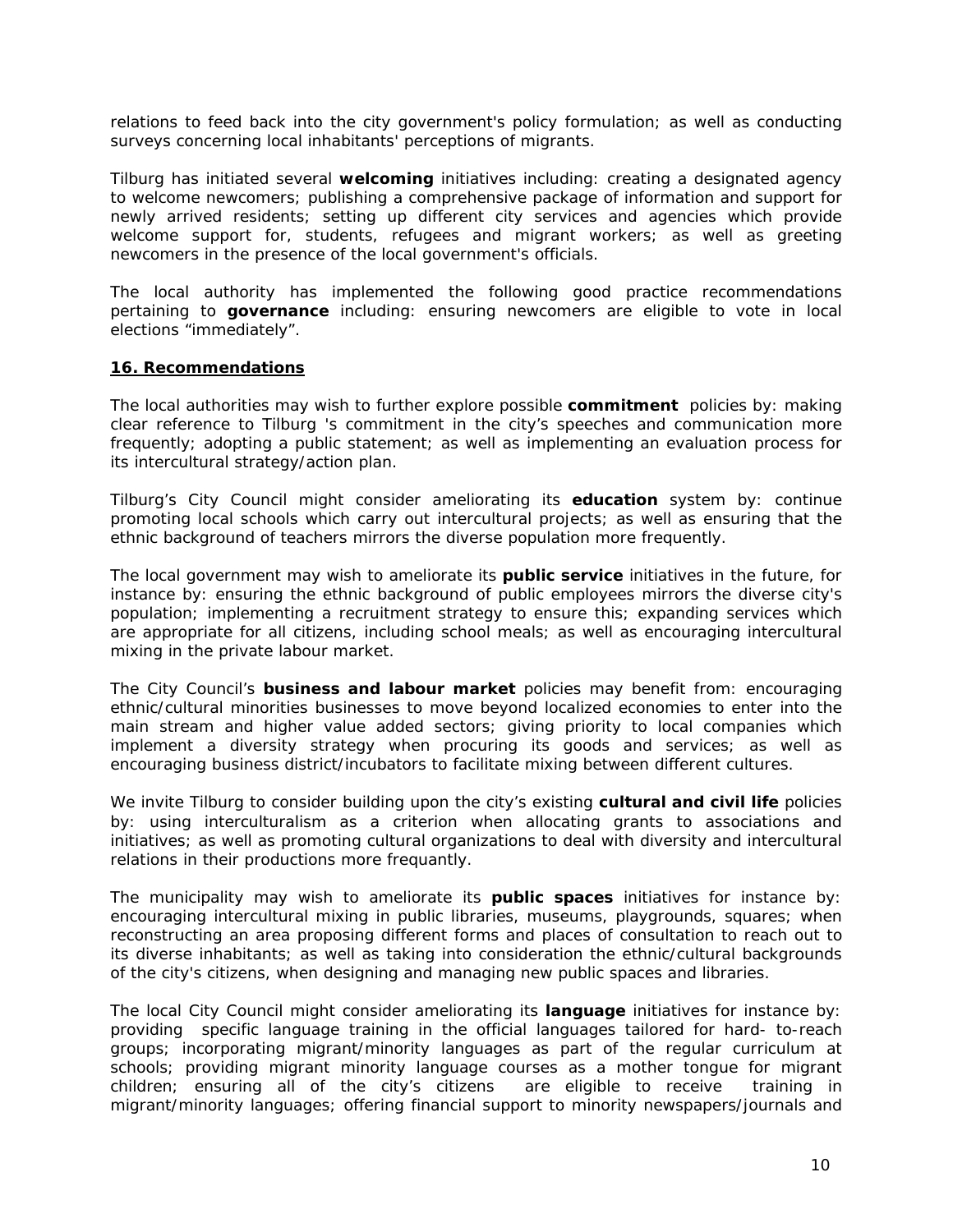relations to feed back into the city government's policy formulation; as well as conducting surveys concerning local inhabitants' perceptions of migrants.

Tilburg has initiated several **welcoming** initiatives including: creating a designated agency to welcome newcomers; publishing a comprehensive package of information and support for newly arrived residents; setting up different city services and agencies which provide welcome support for, students, refugees and migrant workers; as well as greeting newcomers in the presence of the local government's officials.

The local authority has implemented the following good practice recommendations pertaining to **governance** including: ensuring newcomers are eligible to vote in local elections "immediately".

## 16. Recommendations

The local authorities may wish to further explore possible **commitment** policies by: making clear reference to Tilburg 's commitment in the city's speeches and communication more frequently; adopting a public statement; as well as implementing an evaluation process for its intercultural strategy/action plan.

Tilburg's City Council might consider ameliorating its **education** system by: continue promoting local schools which carry out intercultural projects; as well as ensuring that the ethnic background of teachers mirrors the diverse population more frequently.

The local government may wish to ameliorate its **public service** initiatives in the future, for instance by: ensuring the ethnic background of public employees mirrors the diverse city's population; implementing a recruitment strategy to ensure this; expanding services which are appropriate for all citizens, including school meals; as well as encouraging intercultural mixing in the private labour market.

The City Council's **business and labour market** policies may benefit from: encouraging ethnic/cultural minorities businesses to move beyond localized economies to enter into the main stream and higher value added sectors; giving priority to local companies which implement a diversity strategy when procuring its goods and services; as well as encouraging business district/incubators to facilitate mixing between different cultures.

We invite Tilburg to consider building upon the city's existing **cultural and civil life** policies by: using interculturalism as a criterion when allocating grants to associations and initiatives; as well as promoting cultural organizations to deal with diversity and intercultural relations in their productions more frequantly.

The municipality may wish to ameliorate its **public spaces** initiatives for instance by: encouraging intercultural mixing in public libraries, museums, playgrounds, squares; when reconstructing an area proposing different forms and places of consultation to reach out to its diverse inhabitants; as well as taking into consideration the ethnic/cultural backgrounds of the city's citizens, when designing and managing new public spaces and libraries.

The local City Council might consider ameliorating its **language** initiatives for instance by: providing specific language training in the official languages tailored for hard- to-reach groups; incorporating migrant/minority languages as part of the regular curriculum at schools; providing migrant minority language courses as a mother tongue for migrant children; ensuring all of the city's citizens are eligible to receive training in migrant/minority languages; offering financial support to minority newspapers/journals and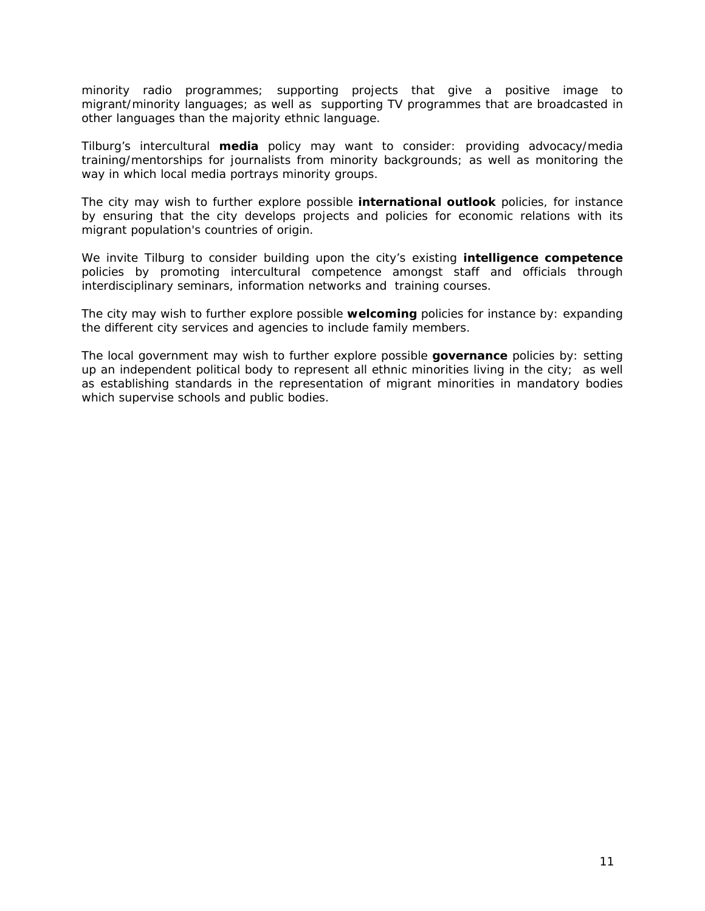minority radio programmes; supporting projects that give a positive image to migrant/minority languages; as well as supporting TV programmes that are broadcasted in other languages than the majority ethnic language.

Tilburg's intercultural **media** policy may want to consider: providing advocacy/media training/mentorships for journalists from minority backgrounds; as well as monitoring the way in which local media portrays minority groups.

The city may wish to further explore possible **international outlook** policies, for instance by ensuring that the city develops projects and policies for economic relations with its migrant population's countries of origin.

We invite Tilburg to consider building upon the city's existing **intelligence competence** policies by promoting intercultural competence amongst staff and officials through interdisciplinary seminars, information networks and training courses.

The city may wish to further explore possible **welcoming** policies for instance by: expanding the different city services and agencies to include family members.

The local government may wish to further explore possible **governance** policies by: setting up an independent political body to represent all ethnic minorities living in the city; as well as establishing standards in the representation of migrant minorities in mandatory bodies which supervise schools and public bodies.